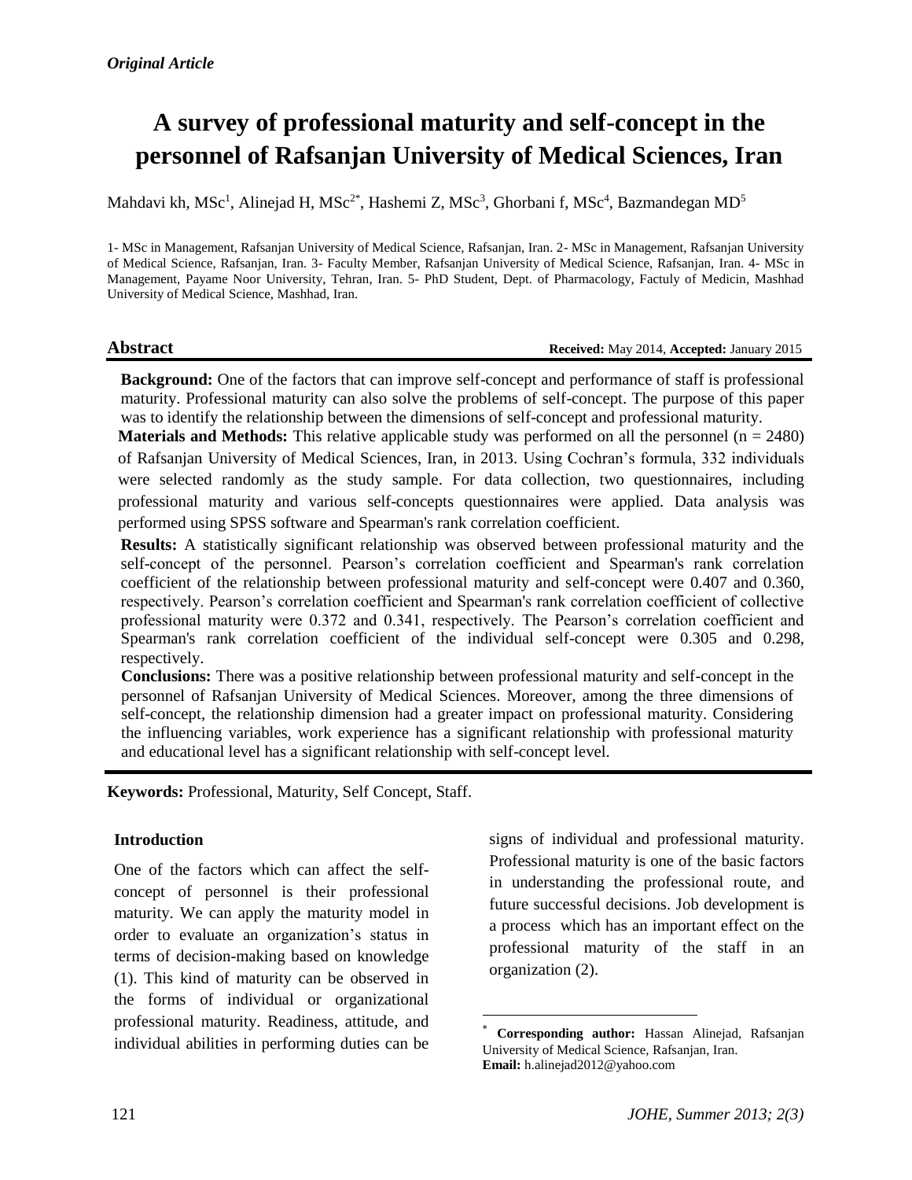*Original Article*

# A survey of professional maturity and self-concept in the personnel of Rafsanjan University of Medical Sciences, Iran

Mahdavi kh, MSc[1], Alinejad H, MSc[2*], Hashemi Z, MSc[3], Ghorbani f, MSc[4], Bazmandegan MD[5]

1- MSc in Management, Rafsanjan University of Medical Science, Rafsanjan, Iran. 2- MSc in Management, Rafsanjan University of Medical Science, Rafsanjan, Iran. 3- Faculty Member, Rafsanjan University of Medical Science, Rafsanjan, Iran. 4- MSc in Management, Payame Noor University, Tehran, Iran. 5- PhD Student, Dept. of Pharmacology, Factuly of Medicin, Mashhad University of Medical Science, Mashhad, Iran.

## Abstract

**Received:** May 2014, **Accepted:** January 2015

**Background:** One of the factors that can improve self-concept and performance of staff is professional maturity. Professional maturity can also solve the problems of self-concept. The purpose of this paper was to identify the relationship between the dimensions of self-concept and professional maturity.

**Materials and Methods:** This relative applicable study was performed on all the personnel (n = 2480) of Rafsanjan University of Medical Sciences, Iran, in 2013. Using Cochran's formula, 332 individuals were selected randomly as the study sample. For data collection, two questionnaires, including professional maturity and various self-concepts questionnaires were applied. Data analysis was performed using SPSS software and Spearman's rank correlation coefficient.

**Results:** A statistically significant relationship was observed between professional maturity and the self-concept of the personnel. Pearson's correlation coefficient and Spearman's rank correlation coefficient of the relationship between professional maturity and self-concept were 0.407 and 0.360, respectively. Pearson's correlation coefficient and Spearman's rank correlation coefficient of collective professional maturity were 0.372 and 0.341, respectively. The Pearson's correlation coefficient and Spearman's rank correlation coefficient of the individual self-concept were 0.305 and 0.298, respectively.

**Conclusions:** There was a positive relationship between professional maturity and self-concept in the personnel of Rafsanjan University of Medical Sciences. Moreover, among the three dimensions of self-concept, the relationship dimension had a greater impact on professional maturity. Considering the influencing variables, work experience has a significant relationship with professional maturity and educational level has a significant relationship with self-concept level.

**Keywords:** Professional, Maturity, Self Concept, Staff.

## Introduction

One of the factors which can affect the self-concept of personnel is their professional maturity. We can apply the maturity model in order to evaluate an organization's status in terms of decision-making based on knowledge (1). This kind of maturity can be observed in the forms of individual or organizational professional maturity. Readiness, attitude, and individual abilities in performing duties can be signs of individual and professional maturity. Professional maturity is one of the basic factors in understanding the professional route, and future successful decisions. Job development is a process which has an important effect on the professional maturity of the staff in an organization (2).

[*] **Corresponding author:** Hassan Alinejad, Rafsanjan University of Medical Science, Rafsanjan, Iran.
**Email:** h.alinejad2012@yahoo.com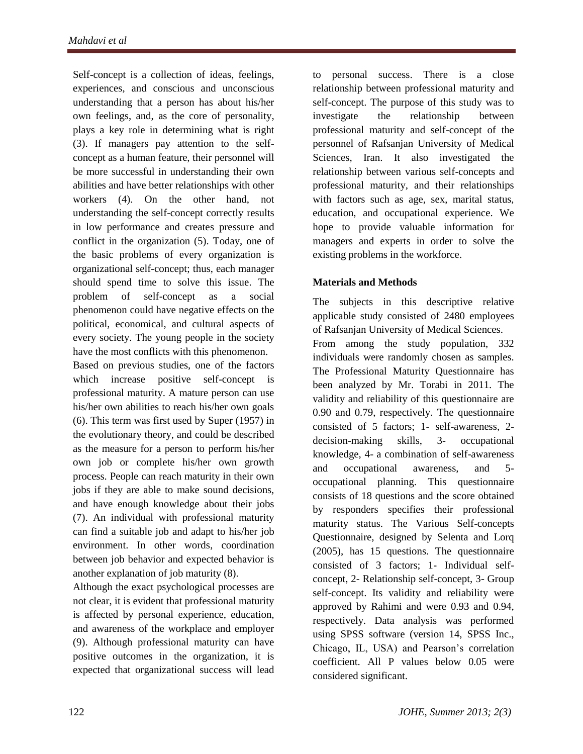Self-concept is a collection of ideas, feelings, experiences, and conscious and unconscious understanding that a person has about his/her own feelings, and, as the core of personality, plays a key role in determining what is right (3). If managers pay attention to the self-concept as a human feature, their personnel will be more successful in understanding their own abilities and have better relationships with other workers (4). On the other hand, not understanding the self-concept correctly results in low performance and creates pressure and conflict in the organization (5). Today, one of the basic problems of every organization is organizational self-concept; thus, each manager should spend time to solve this issue. The problem of self-concept as a social phenomenon could have negative effects on the political, economical, and cultural aspects of every society. The young people in the society have the most conflicts with this phenomenon.

Based on previous studies, one of the factors which increase positive self-concept is professional maturity. A mature person can use his/her own abilities to reach his/her own goals (6). This term was first used by Super (1957) in the evolutionary theory, and could be described as the measure for a person to perform his/her own job or complete his/her own growth process. People can reach maturity in their own jobs if they are able to make sound decisions, and have enough knowledge about their jobs (7). An individual with professional maturity can find a suitable job and adapt to his/her job environment. In other words, coordination between job behavior and expected behavior is another explanation of job maturity (8).

Although the exact psychological processes are not clear, it is evident that professional maturity is affected by personal experience, education, and awareness of the workplace and employer (9). Although professional maturity can have positive outcomes in the organization, it is expected that organizational success will lead to personal success. There is a close relationship between professional maturity and self-concept. The purpose of this study was to investigate the relationship between professional maturity and self-concept of the personnel of Rafsanjan University of Medical Sciences, Iran. It also investigated the relationship between various self-concepts and professional maturity, and their relationships with factors such as age, sex, marital status, education, and occupational experience. We hope to provide valuable information for managers and experts in order to solve the existing problems in the workforce.

## Materials and Methods

The subjects in this descriptive relative applicable study consisted of 2480 employees of Rafsanjan University of Medical Sciences.

From among the study population, 332 individuals were randomly chosen as samples. The Professional Maturity Questionnaire has been analyzed by Mr. Torabi in 2011. The validity and reliability of this questionnaire are 0.90 and 0.79, respectively. The questionnaire consisted of 5 factors; 1- self-awareness, 2- decision-making skills, 3- occupational knowledge, 4- a combination of self-awareness and occupational awareness, and 5- occupational planning. This questionnaire consists of 18 questions and the score obtained by responders specifies their professional maturity status. The Various Self-concepts Questionnaire, designed by Selenta and Lorq (2005), has 15 questions. The questionnaire consisted of 3 factors; 1- Individual self-concept, 2- Relationship self-concept, 3- Group self-concept. Its validity and reliability were approved by Rahimi and were 0.93 and 0.94, respectively. Data analysis was performed using SPSS software (version 14, SPSS Inc., Chicago, IL, USA) and Pearson's correlation coefficient. All P values below 0.05 were considered significant.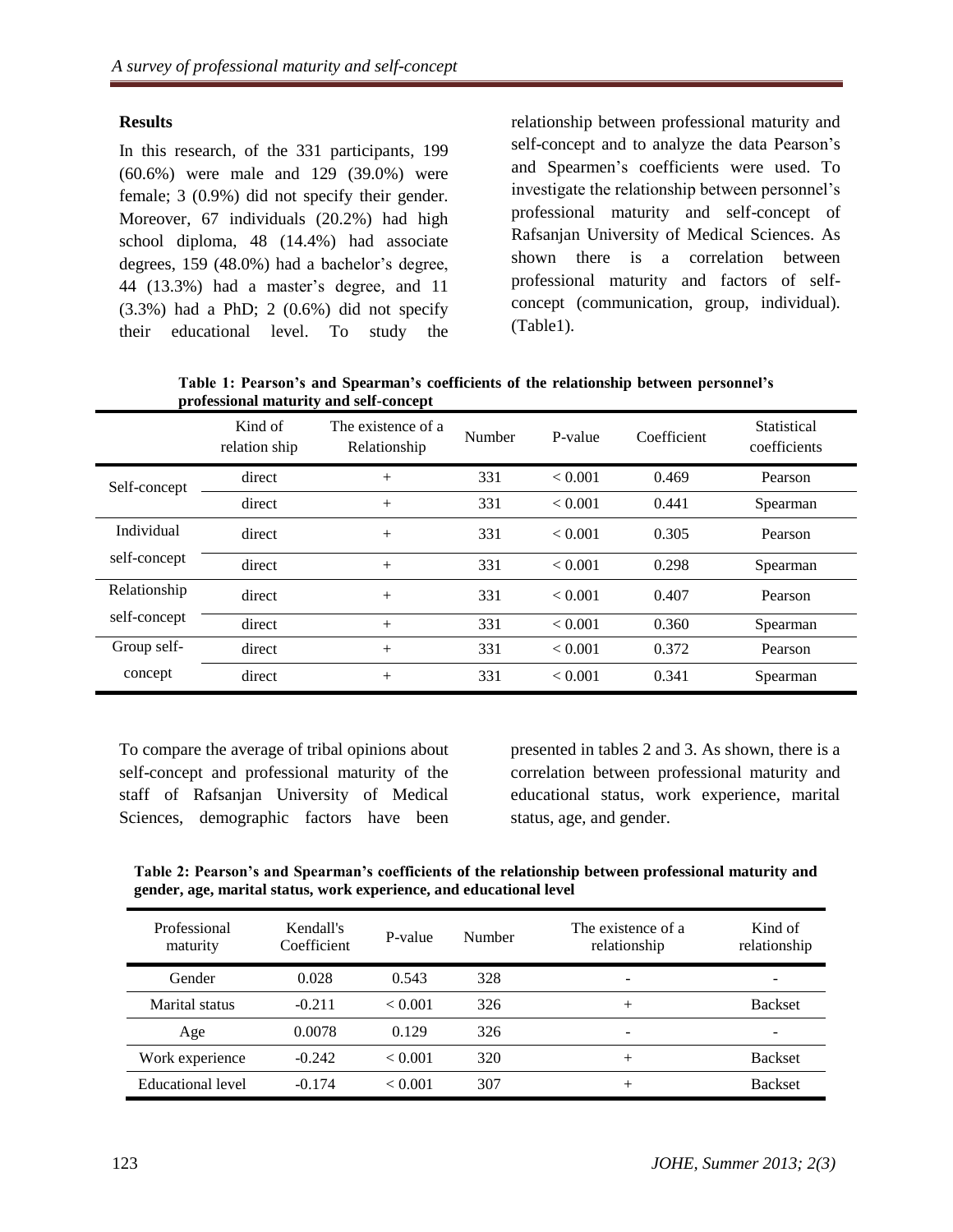### Results

In this research, of the 331 participants, 199 (60.6%) were male and 129 (39.0%) were female; 3 (0.9%) did not specify their gender. Moreover, 67 individuals (20.2%) had high school diploma, 48 (14.4%) had associate degrees, 159 (48.0%) had a bachelor's degree, 44 (13.3%) had a master's degree, and 11 (3.3%) had a PhD; 2 (0.6%) did not specify their educational level. To study the relationship between professional maturity and self-concept and to analyze the data Pearson's and Spearmen's coefficients were used. To investigate the relationship between personnel's professional maturity and self-concept of Rafsanjan University of Medical Sciences. As shown there is a correlation between professional maturity and factors of self-concept (communication, group, individual). (Table1).

**Table 1: Pearson's and Spearman's coefficients of the relationship between personnel's professional maturity and self-concept**

| | Kind of relation ship | The existence of a Relationship | Number | P-value | Coefficient | Statistical coefficients |
|---|---|---|---|---|---|---|
| Self-concept | direct | + | 331 | < 0.001 | 0.469 | Pearson |
| | direct | + | 331 | < 0.001 | 0.441 | Spearman |
| Individual self-concept | direct | + | 331 | < 0.001 | 0.305 | Pearson |
| | direct | + | 331 | < 0.001 | 0.298 | Spearman |
| Relationship self-concept | direct | + | 331 | < 0.001 | 0.407 | Pearson |
| | direct | + | 331 | < 0.001 | 0.360 | Spearman |
| Group self-concept | direct | + | 331 | < 0.001 | 0.372 | Pearson |
| | direct | + | 331 | < 0.001 | 0.341 | Spearman |

To compare the average of tribal opinions about self-concept and professional maturity of the staff of Rafsanjan University of Medical Sciences, demographic factors have been presented in tables 2 and 3. As shown, there is a correlation between professional maturity and educational status, work experience, marital status, age, and gender.

**Table 2: Pearson's and Spearman's coefficients of the relationship between professional maturity and gender, age, marital status, work experience, and educational level**

| Professional maturity | Kendall's Coefficient | P-value | Number | The existence of a relationship | Kind of relationship |
|---|---|---|---|---|---|
| Gender | 0.028 | 0.543 | 328 | - | - |
| Marital status | -0.211 | < 0.001 | 326 | + | Backset |
| Age | 0.0078 | 0.129 | 326 | - | - |
| Work experience | -0.242 | < 0.001 | 320 | + | Backset |
| Educational level | -0.174 | < 0.001 | 307 | + | Backset |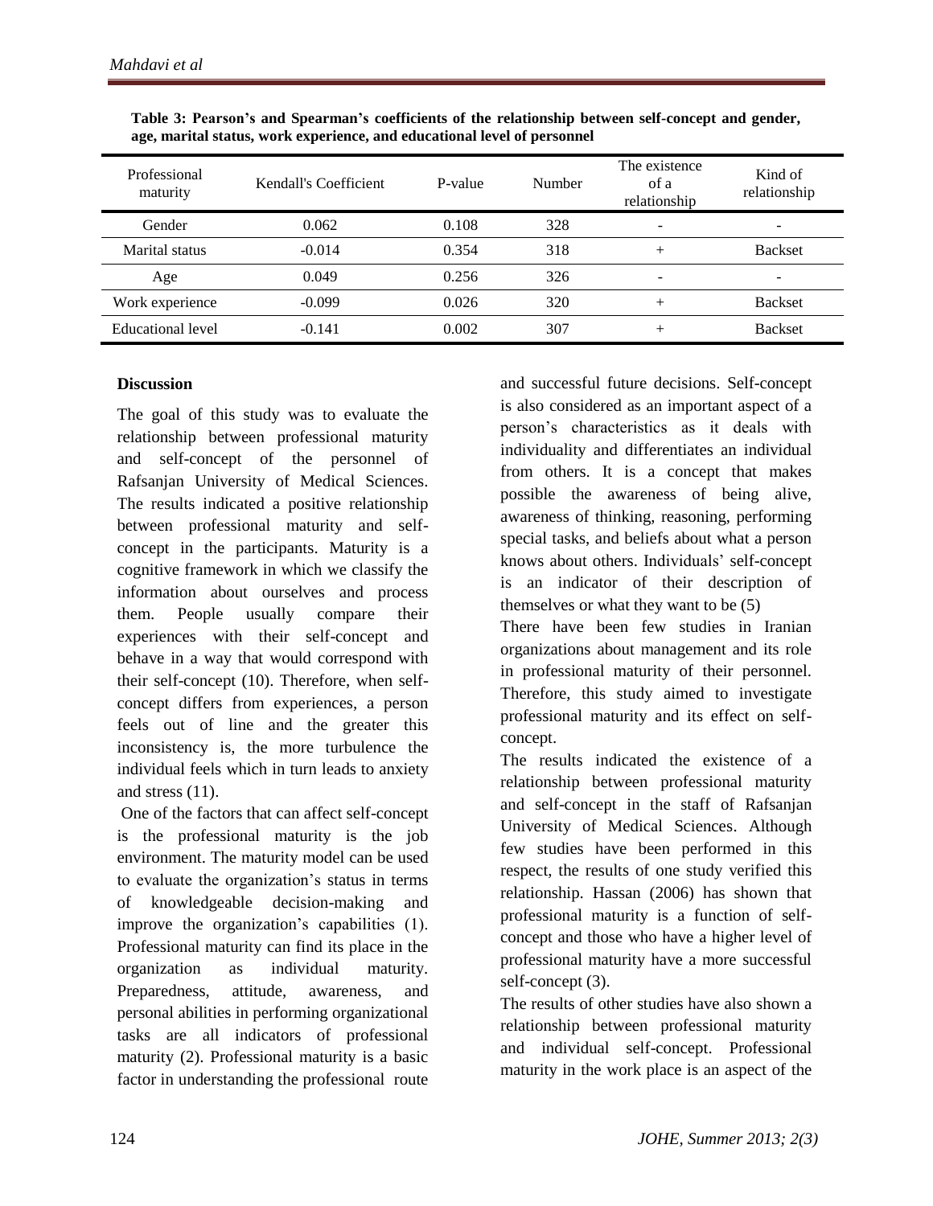**Table 3: Pearson's and Spearman's coefficients of the relationship between self-concept and gender, age, marital status, work experience, and educational level of personnel**

| Professional maturity | Kendall's Coefficient | P-value | Number | The existence of a relationship | Kind of relationship |
|---|---|---|---|---|---|
| Gender | 0.062 | 0.108 | 328 | - | - |
| Marital status | -0.014 | 0.354 | 318 | + | Backset |
| Age | 0.049 | 0.256 | 326 | - | - |
| Work experience | -0.099 | 0.026 | 320 | + | Backset |
| Educational level | -0.141 | 0.002 | 307 | + | Backset |

## Discussion

The goal of this study was to evaluate the relationship between professional maturity and self-concept of the personnel of Rafsanjan University of Medical Sciences. The results indicated a positive relationship between professional maturity and self-concept in the participants. Maturity is a cognitive framework in which we classify the information about ourselves and process them. People usually compare their experiences with their self-concept and behave in a way that would correspond with their self-concept (10). Therefore, when self-concept differs from experiences, a person feels out of line and the greater this inconsistency is, the more turbulence the individual feels which in turn leads to anxiety and stress (11).

One of the factors that can affect self-concept is the professional maturity is the job environment. The maturity model can be used to evaluate the organization's status in terms of knowledgeable decision-making and improve the organization's capabilities (1). Professional maturity can find its place in the organization as individual maturity. Preparedness, attitude, awareness, and personal abilities in performing organizational tasks are all indicators of professional maturity (2). Professional maturity is a basic factor in understanding the professional route and successful future decisions. Self-concept is also considered as an important aspect of a person's characteristics as it deals with individuality and differentiates an individual from others. It is a concept that makes possible the awareness of being alive, awareness of thinking, reasoning, performing special tasks, and beliefs about what a person knows about others. Individuals' self-concept is an indicator of their description of themselves or what they want to be (5)

There have been few studies in Iranian organizations about management and its role in professional maturity of their personnel. Therefore, this study aimed to investigate professional maturity and its effect on self-concept.

The results indicated the existence of a relationship between professional maturity and self-concept in the staff of Rafsanjan University of Medical Sciences. Although few studies have been performed in this respect, the results of one study verified this relationship. Hassan (2006) has shown that professional maturity is a function of self-concept and those who have a higher level of professional maturity have a more successful self-concept (3).

The results of other studies have also shown a relationship between professional maturity and individual self-concept. Professional maturity in the work place is an aspect of the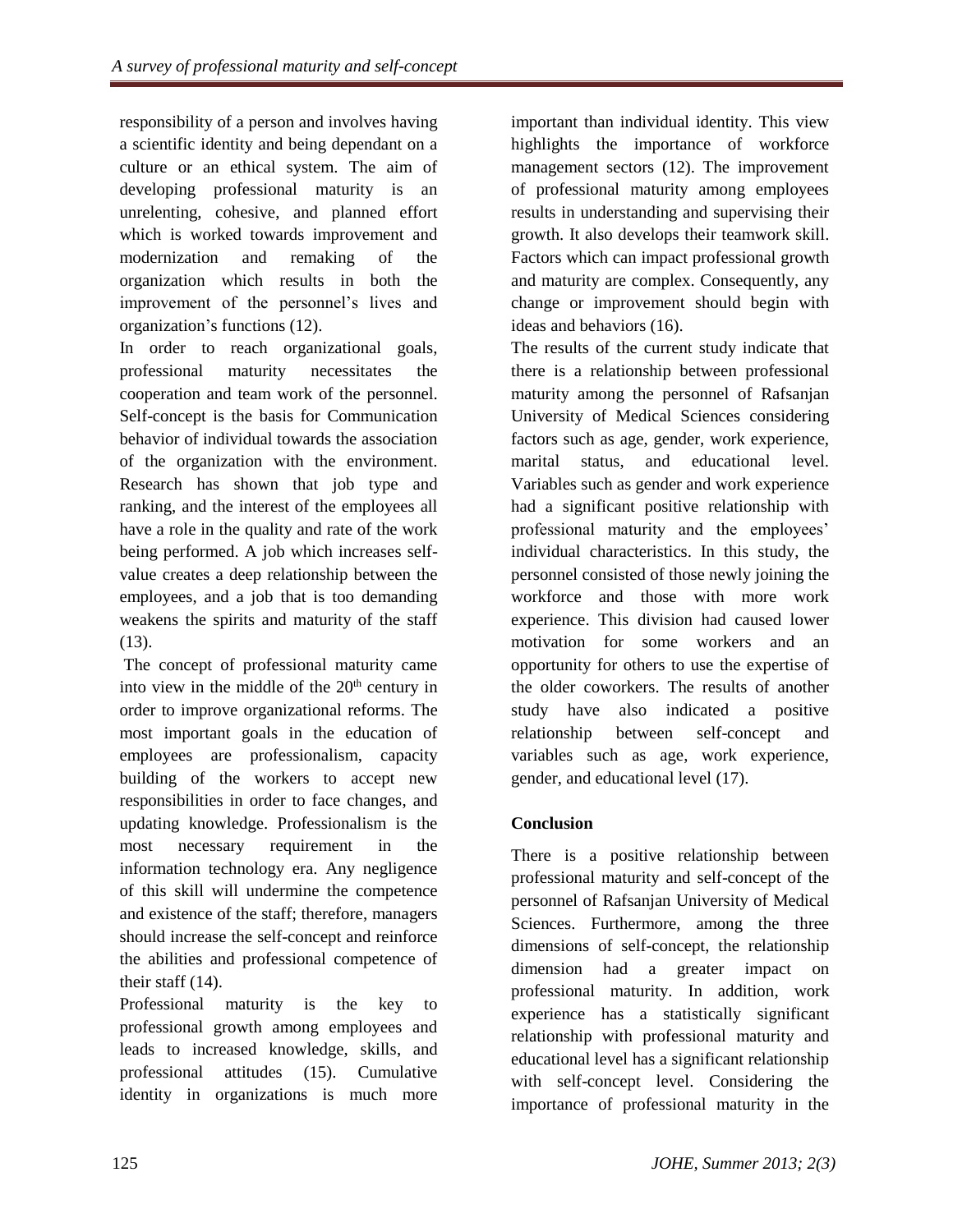responsibility of a person and involves having a scientific identity and being dependant on a culture or an ethical system. The aim of developing professional maturity is an unrelenting, cohesive, and planned effort which is worked towards improvement and modernization and remaking of the organization which results in both the improvement of the personnel's lives and organization's functions (12).

In order to reach organizational goals, professional maturity necessitates the cooperation and team work of the personnel. Self-concept is the basis for Communication behavior of individual towards the association of the organization with the environment. Research has shown that job type and ranking, and the interest of the employees all have a role in the quality and rate of the work being performed. A job which increases self-value creates a deep relationship between the employees, and a job that is too demanding weakens the spirits and maturity of the staff (13).

The concept of professional maturity came into view in the middle of the 20th century in order to improve organizational reforms. The most important goals in the education of employees are professionalism, capacity building of the workers to accept new responsibilities in order to face changes, and updating knowledge. Professionalism is the most necessary requirement in the information technology era. Any negligence of this skill will undermine the competence and existence of the staff; therefore, managers should increase the self-concept and reinforce the abilities and professional competence of their staff (14).

Professional maturity is the key to professional growth among employees and leads to increased knowledge, skills, and professional attitudes (15). Cumulative identity in organizations is much more important than individual identity. This view highlights the importance of workforce management sectors (12). The improvement of professional maturity among employees results in understanding and supervising their growth. It also develops their teamwork skill. Factors which can impact professional growth and maturity are complex. Consequently, any change or improvement should begin with ideas and behaviors (16).

The results of the current study indicate that there is a relationship between professional maturity among the personnel of Rafsanjan University of Medical Sciences considering factors such as age, gender, work experience, marital status, and educational level. Variables such as gender and work experience had a significant positive relationship with professional maturity and the employees' individual characteristics. In this study, the personnel consisted of those newly joining the workforce and those with more work experience. This division had caused lower motivation for some workers and an opportunity for others to use the expertise of the older coworkers. The results of another study have also indicated a positive relationship between self-concept and variables such as age, work experience, gender, and educational level (17).

## Conclusion

There is a positive relationship between professional maturity and self-concept of the personnel of Rafsanjan University of Medical Sciences. Furthermore, among the three dimensions of self-concept, the relationship dimension had a greater impact on professional maturity. In addition, work experience has a statistically significant relationship with professional maturity and educational level has a significant relationship with self-concept level. Considering the importance of professional maturity in the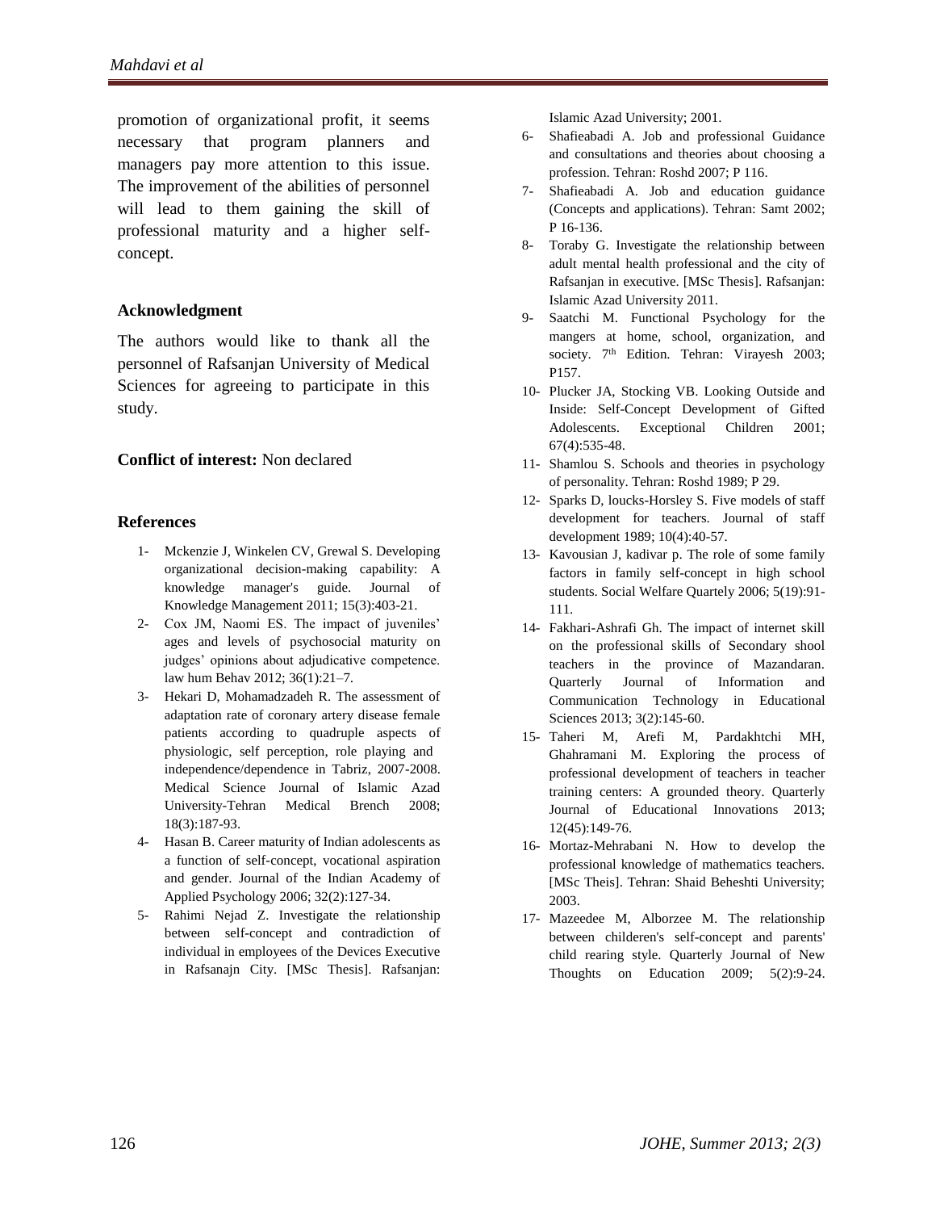promotion of organizational profit, it seems necessary that program planners and managers pay more attention to this issue. The improvement of the abilities of personnel will lead to them gaining the skill of professional maturity and a higher self-concept.

## Acknowledgment

The authors would like to thank all the personnel of Rafsanjan University of Medical Sciences for agreeing to participate in this study.

**Conflict of interest:** Non declared

## References

1- Mckenzie J, Winkelen CV, Grewal S. Developing organizational decision-making capability: A knowledge manager's guide. Journal of Knowledge Management 2011; 15(3):403-21.

2- Cox JM, Naomi ES. The impact of juveniles' ages and levels of psychosocial maturity on judges' opinions about adjudicative competence. law hum Behav 2012; 36(1):21–7.

3- Hekari D, Mohamadzadeh R. The assessment of adaptation rate of coronary artery disease female patients according to quadruple aspects of physiologic, self perception, role playing and independence/dependence in Tabriz, 2007-2008. Medical Science Journal of Islamic Azad University-Tehran Medical Brench 2008; 18(3):187-93.

4- Hasan B. Career maturity of Indian adolescents as a function of self-concept, vocational aspiration and gender. Journal of the Indian Academy of Applied Psychology 2006; 32(2):127-34.

5- Rahimi Nejad Z. Investigate the relationship between self-concept and contradiction of individual in employees of the Devices Executive in Rafsanajn City. [MSc Thesis]. Rafsanjan: Islamic Azad University; 2001.

6- Shafieabadi A. Job and professional Guidance and consultations and theories about choosing a profession. Tehran: Roshd 2007; P 116.

7- Shafieabadi A. Job and education guidance (Concepts and applications). Tehran: Samt 2002; P 16-136.

8- Toraby G. Investigate the relationship between adult mental health professional and the city of Rafsanjan in executive. [MSc Thesis]. Rafsanjan: Islamic Azad University 2011.

9- Saatchi M. Functional Psychology for the mangers at home, school, organization, and society. 7th Edition. Tehran: Virayesh 2003; P157.

10- Plucker JA, Stocking VB. Looking Outside and Inside: Self-Concept Development of Gifted Adolescents. Exceptional Children 2001; 67(4):535-48.

11- Shamlou S. Schools and theories in psychology of personality. Tehran: Roshd 1989; P 29.

12- Sparks D, loucks-Horsley S. Five models of staff development for teachers. Journal of staff development 1989; 10(4):40-57.

13- Kavousian J, kadivar p. The role of some family factors in family self-concept in high school students. Social Welfare Quartely 2006; 5(19):91-111.

14- Fakhari-Ashrafi Gh. The impact of internet skill on the professional skills of Secondary shool teachers in the province of Mazandaran. Quarterly Journal of Information and Communication Technology in Educational Sciences 2013; 3(2):145-60.

15- Taheri M, Arefi M, Pardakhtchi MH, Ghahramani M. Exploring the process of professional development of teachers in teacher training centers: A grounded theory. Quarterly Journal of Educational Innovations 2013; 12(45):149-76.

16- Mortaz-Mehrabani N. How to develop the professional knowledge of mathematics teachers. [MSc Theis]. Tehran: Shaid Beheshti University; 2003.

17- Mazeedee M, Alborzee M. The relationship between childeren's self-concept and parents' child rearing style. Quarterly Journal of New Thoughts on Education 2009; 5(2):9-24.